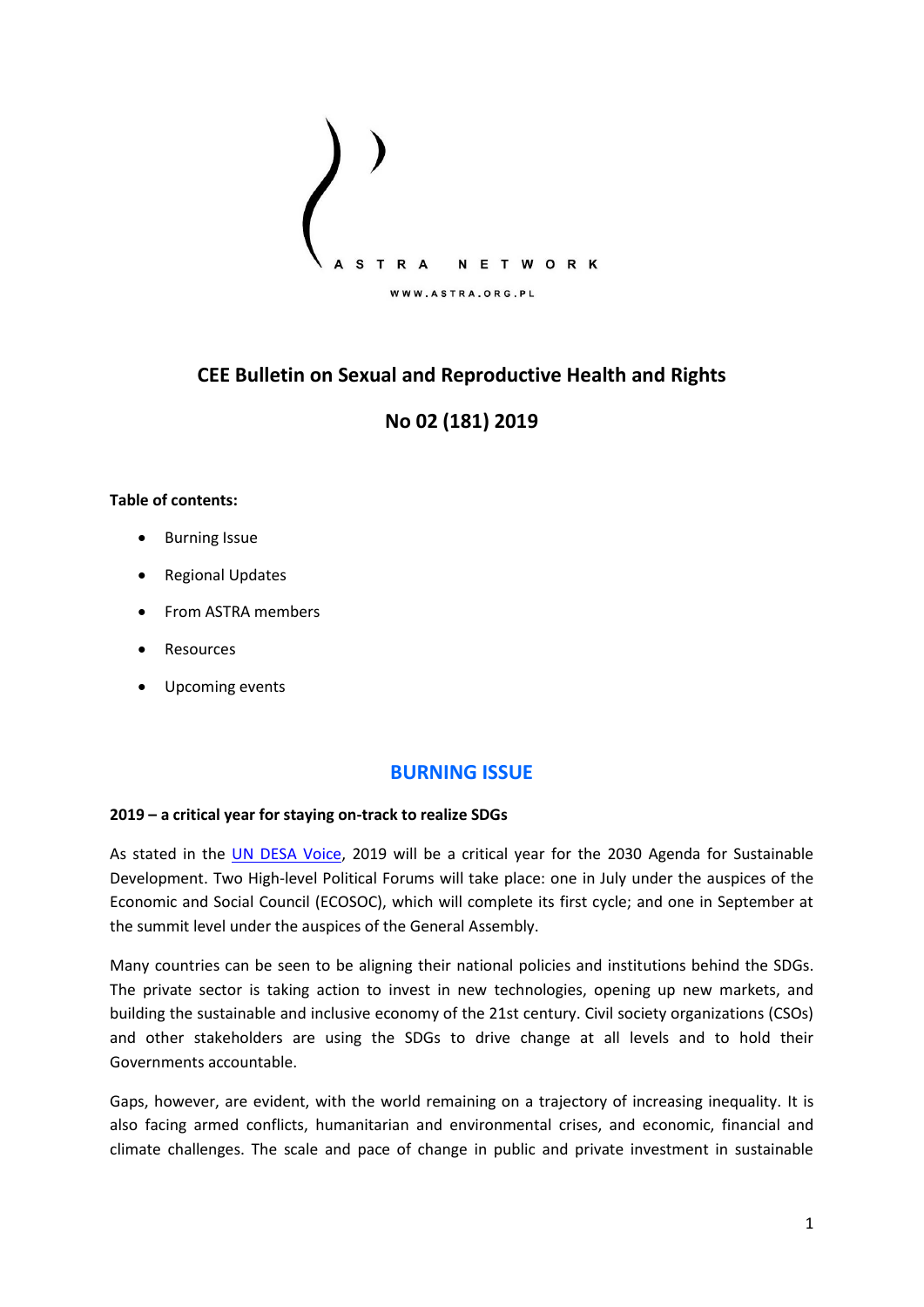ASTRA NETWORK

WWW.ASTRA.ORG.PL

# CEE Bulletin on Sexual and Reproductive Health and Rights

## No 02 (181) 2019

**Table of contents:**

- Burning Issue
- Regional Updates
- From ASTRA members
- Resources
- Upcoming events

## BURNING ISSUE

### 2019 – a critical year for staying on-track to realize SDGs

As stated in the UN DESA Voice, 2019 will be a critical year for the 2030 Agenda for Sustainable Development. Two High-level Political Forums will take place: one in July under the auspices of the Economic and Social Council (ECOSOC), which will complete its first cycle; and one in September at the summit level under the auspices of the General Assembly.

Many countries can be seen to be aligning their national policies and institutions behind the SDGs. The private sector is taking action to invest in new technologies, opening up new markets, and building the sustainable and inclusive economy of the 21st century. Civil society organizations (CSOs) and other stakeholders are using the SDGs to drive change at all levels and to hold their Governments accountable.

Gaps, however, are evident, with the world remaining on a trajectory of increasing inequality. It is also facing armed conflicts, humanitarian and environmental crises, and economic, financial and climate challenges. The scale and pace of change in public and private investment in sustainable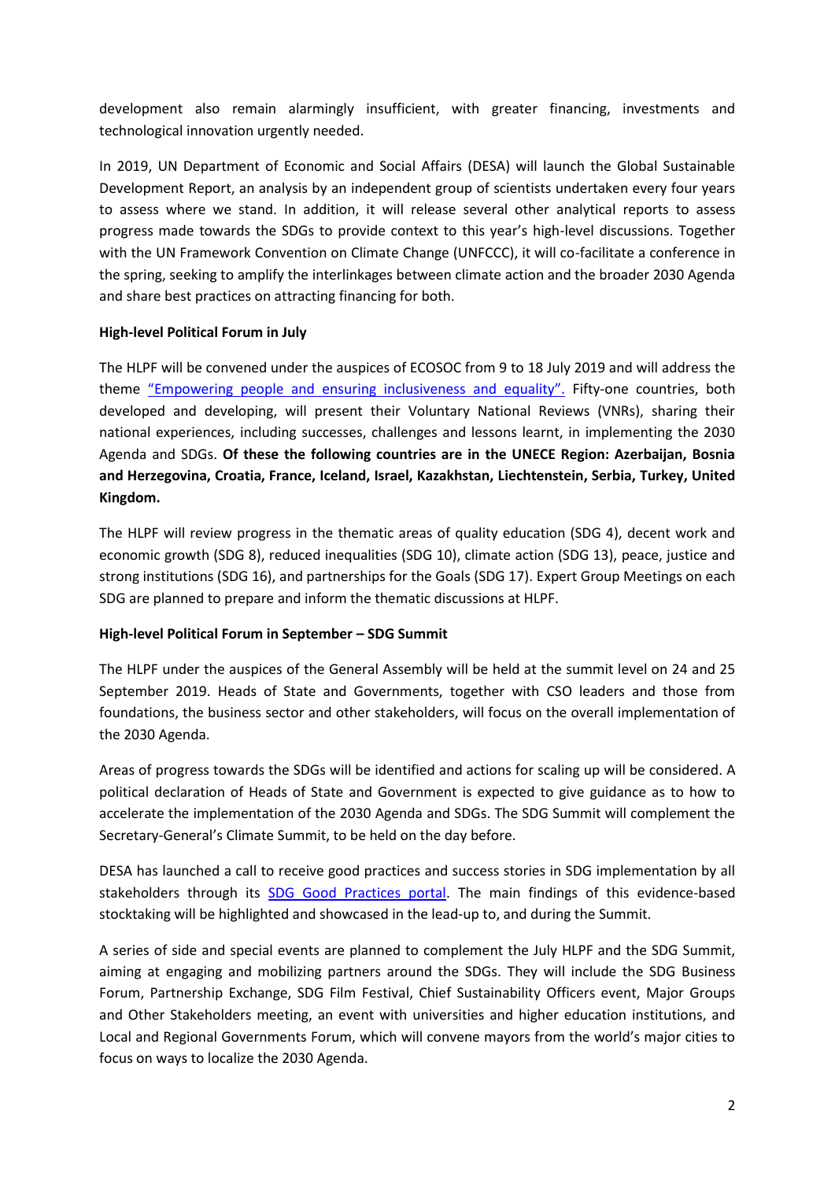development also remain alarmingly insufficient, with greater financing, investments and technological innovation urgently needed.

In 2019, UN Department of Economic and Social Affairs (DESA) will launch the Global Sustainable Development Report, an analysis by an independent group of scientists undertaken every four years to assess where we stand. In addition, it will release several other analytical reports to assess progress made towards the SDGs to provide context to this year's high-level discussions. Together with the UN Framework Convention on Climate Change (UNFCCC), it will co-facilitate a conference in the spring, seeking to amplify the interlinkages between climate action and the broader 2030 Agenda and share best practices on attracting financing for both.

**High-level Political Forum in July**

The HLPF will be convened under the auspices of ECOSOC from 9 to 18 July 2019 and will address the theme "Empowering people and ensuring inclusiveness and equality". Fifty-one countries, both developed and developing, will present their Voluntary National Reviews (VNRs), sharing their national experiences, including successes, challenges and lessons learnt, in implementing the 2030 Agenda and SDGs. **Of these the following countries are in the UNECE Region: Azerbaijan, Bosnia and Herzegovina, Croatia, France, Iceland, Israel, Kazakhstan, Liechtenstein, Serbia, Turkey, United Kingdom.**

The HLPF will review progress in the thematic areas of quality education (SDG 4), decent work and economic growth (SDG 8), reduced inequalities (SDG 10), climate action (SDG 13), peace, justice and strong institutions (SDG 16), and partnerships for the Goals (SDG 17). Expert Group Meetings on each SDG are planned to prepare and inform the thematic discussions at HLPF.

**High-level Political Forum in September – SDG Summit**

The HLPF under the auspices of the General Assembly will be held at the summit level on 24 and 25 September 2019. Heads of State and Governments, together with CSO leaders and those from foundations, the business sector and other stakeholders, will focus on the overall implementation of the 2030 Agenda.

Areas of progress towards the SDGs will be identified and actions for scaling up will be considered. A political declaration of Heads of State and Government is expected to give guidance as to how to accelerate the implementation of the 2030 Agenda and SDGs. The SDG Summit will complement the Secretary-General's Climate Summit, to be held on the day before.

DESA has launched a call to receive good practices and success stories in SDG implementation by all stakeholders through its SDG Good Practices portal. The main findings of this evidence-based stocktaking will be highlighted and showcased in the lead-up to, and during the Summit.

A series of side and special events are planned to complement the July HLPF and the SDG Summit, aiming at engaging and mobilizing partners around the SDGs. They will include the SDG Business Forum, Partnership Exchange, SDG Film Festival, Chief Sustainability Officers event, Major Groups and Other Stakeholders meeting, an event with universities and higher education institutions, and Local and Regional Governments Forum, which will convene mayors from the world's major cities to focus on ways to localize the 2030 Agenda.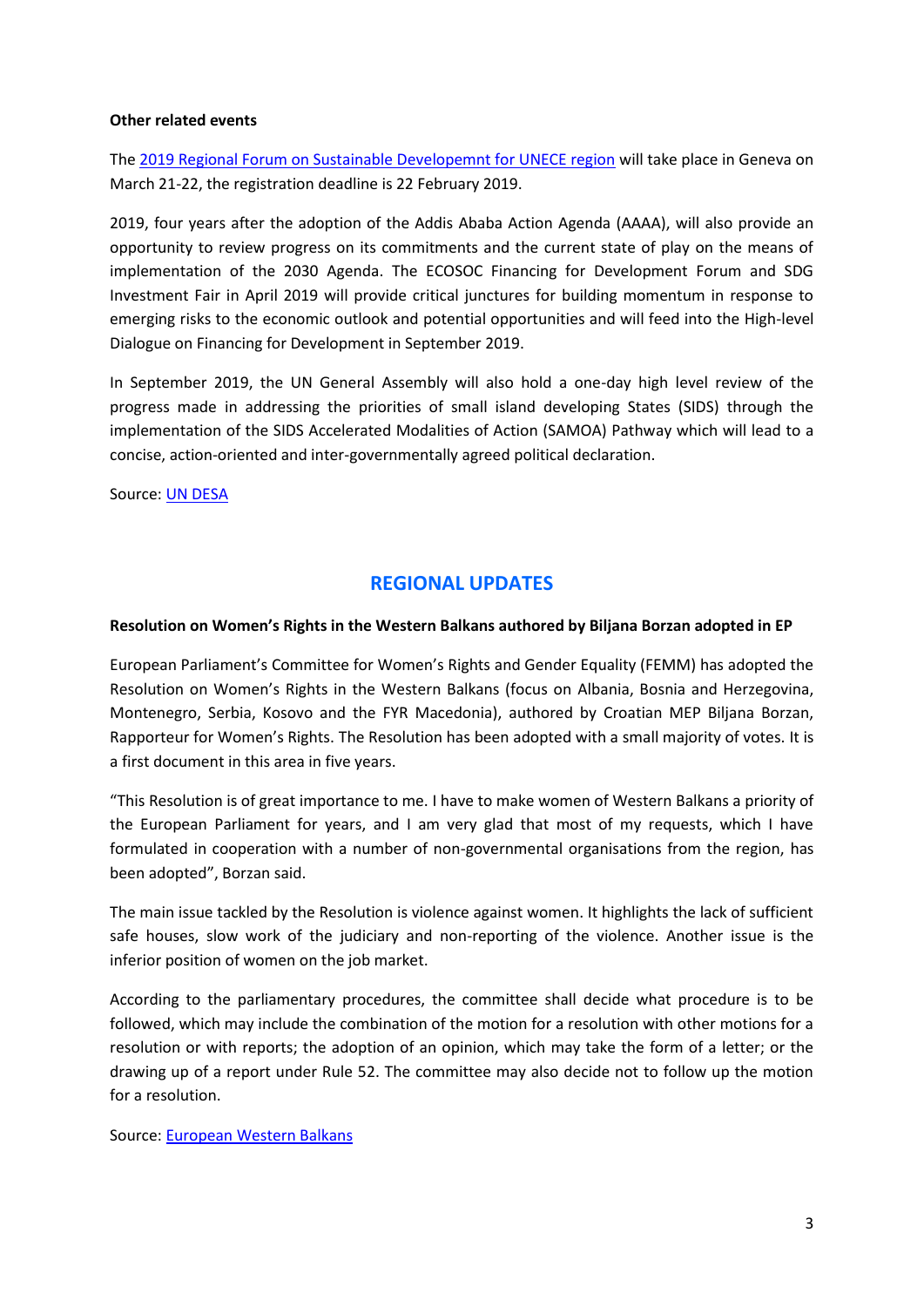**Other related events**

The 2019 Regional Forum on Sustainable Developemnt for UNECE region will take place in Geneva on March 21-22, the registration deadline is 22 February 2019.

2019, four years after the adoption of the Addis Ababa Action Agenda (AAAA), will also provide an opportunity to review progress on its commitments and the current state of play on the means of implementation of the 2030 Agenda. The ECOSOC Financing for Development Forum and SDG Investment Fair in April 2019 will provide critical junctures for building momentum in response to emerging risks to the economic outlook and potential opportunities and will feed into the High-level Dialogue on Financing for Development in September 2019.

In September 2019, the UN General Assembly will also hold a one-day high level review of the progress made in addressing the priorities of small island developing States (SIDS) through the implementation of the SIDS Accelerated Modalities of Action (SAMOA) Pathway which will lead to a concise, action-oriented and inter-governmentally agreed political declaration.

Source: UN DESA

## REGIONAL UPDATES

**Resolution on Women's Rights in the Western Balkans authored by Biljana Borzan adopted in EP**

European Parliament's Committee for Women's Rights and Gender Equality (FEMM) has adopted the Resolution on Women's Rights in the Western Balkans (focus on Albania, Bosnia and Herzegovina, Montenegro, Serbia, Kosovo and the FYR Macedonia), authored by Croatian MEP Biljana Borzan, Rapporteur for Women's Rights. The Resolution has been adopted with a small majority of votes. It is a first document in this area in five years.

"This Resolution is of great importance to me. I have to make women of Western Balkans a priority of the European Parliament for years, and I am very glad that most of my requests, which I have formulated in cooperation with a number of non-governmental organisations from the region, has been adopted", Borzan said.

The main issue tackled by the Resolution is violence against women. It highlights the lack of sufficient safe houses, slow work of the judiciary and non-reporting of the violence. Another issue is the inferior position of women on the job market.

According to the parliamentary procedures, the committee shall decide what procedure is to be followed, which may include the combination of the motion for a resolution with other motions for a resolution or with reports; the adoption of an opinion, which may take the form of a letter; or the drawing up of a report under Rule 52. The committee may also decide not to follow up the motion for a resolution.

Source: European Western Balkans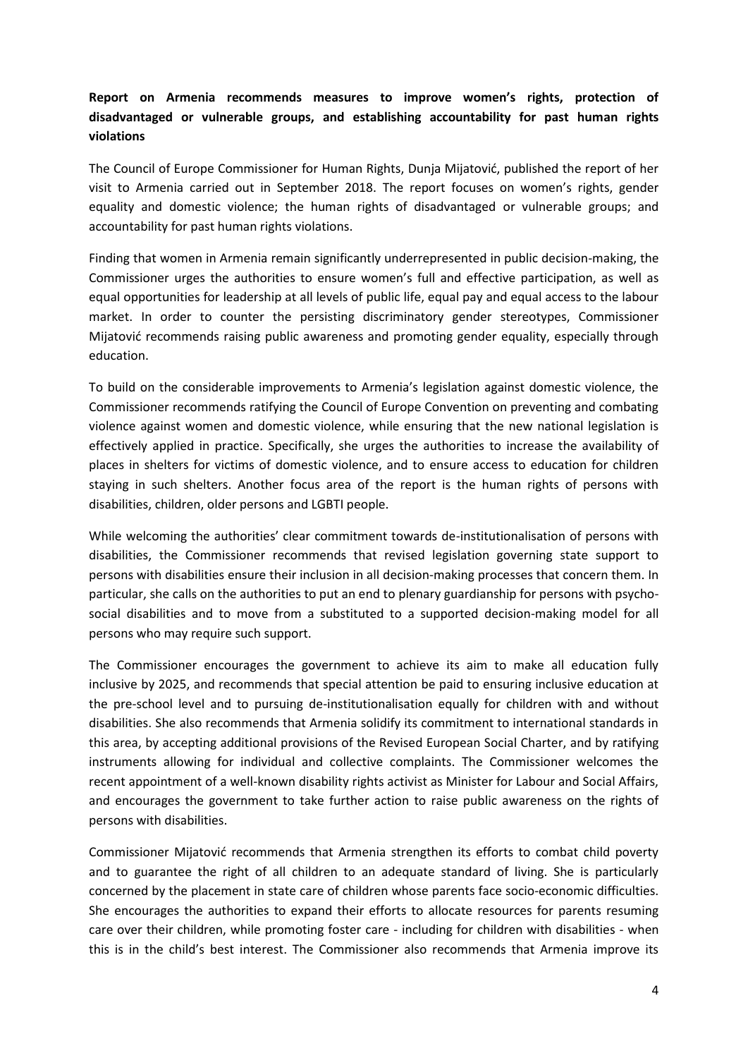**Report on Armenia recommends measures to improve women's rights, protection of disadvantaged or vulnerable groups, and establishing accountability for past human rights violations**

The Council of Europe Commissioner for Human Rights, Dunja Mijatović, published the report of her visit to Armenia carried out in September 2018. The report focuses on women's rights, gender equality and domestic violence; the human rights of disadvantaged or vulnerable groups; and accountability for past human rights violations.

Finding that women in Armenia remain significantly underrepresented in public decision-making, the Commissioner urges the authorities to ensure women's full and effective participation, as well as equal opportunities for leadership at all levels of public life, equal pay and equal access to the labour market. In order to counter the persisting discriminatory gender stereotypes, Commissioner Mijatović recommends raising public awareness and promoting gender equality, especially through education.

To build on the considerable improvements to Armenia's legislation against domestic violence, the Commissioner recommends ratifying the Council of Europe Convention on preventing and combating violence against women and domestic violence, while ensuring that the new national legislation is effectively applied in practice. Specifically, she urges the authorities to increase the availability of places in shelters for victims of domestic violence, and to ensure access to education for children staying in such shelters. Another focus area of the report is the human rights of persons with disabilities, children, older persons and LGBTI people.

While welcoming the authorities' clear commitment towards de-institutionalisation of persons with disabilities, the Commissioner recommends that revised legislation governing state support to persons with disabilities ensure their inclusion in all decision-making processes that concern them. In particular, she calls on the authorities to put an end to plenary guardianship for persons with psycho-social disabilities and to move from a substituted to a supported decision-making model for all persons who may require such support.

The Commissioner encourages the government to achieve its aim to make all education fully inclusive by 2025, and recommends that special attention be paid to ensuring inclusive education at the pre-school level and to pursuing de-institutionalisation equally for children with and without disabilities. She also recommends that Armenia solidify its commitment to international standards in this area, by accepting additional provisions of the Revised European Social Charter, and by ratifying instruments allowing for individual and collective complaints. The Commissioner welcomes the recent appointment of a well-known disability rights activist as Minister for Labour and Social Affairs, and encourages the government to take further action to raise public awareness on the rights of persons with disabilities.

Commissioner Mijatović recommends that Armenia strengthen its efforts to combat child poverty and to guarantee the right of all children to an adequate standard of living. She is particularly concerned by the placement in state care of children whose parents face socio-economic difficulties. She encourages the authorities to expand their efforts to allocate resources for parents resuming care over their children, while promoting foster care - including for children with disabilities - when this is in the child's best interest. The Commissioner also recommends that Armenia improve its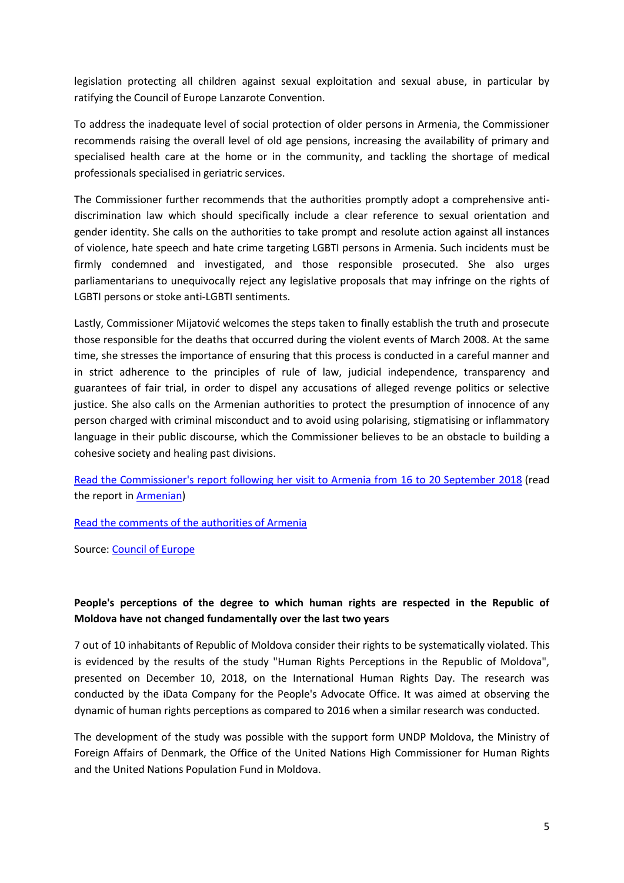legislation protecting all children against sexual exploitation and sexual abuse, in particular by ratifying the Council of Europe Lanzarote Convention.

To address the inadequate level of social protection of older persons in Armenia, the Commissioner recommends raising the overall level of old age pensions, increasing the availability of primary and specialised health care at the home or in the community, and tackling the shortage of medical professionals specialised in geriatric services.

The Commissioner further recommends that the authorities promptly adopt a comprehensive anti-discrimination law which should specifically include a clear reference to sexual orientation and gender identity. She calls on the authorities to take prompt and resolute action against all instances of violence, hate speech and hate crime targeting LGBTI persons in Armenia. Such incidents must be firmly condemned and investigated, and those responsible prosecuted. She also urges parliamentarians to unequivocally reject any legislative proposals that may infringe on the rights of LGBTI persons or stoke anti-LGBTI sentiments.

Lastly, Commissioner Mijatović welcomes the steps taken to finally establish the truth and prosecute those responsible for the deaths that occurred during the violent events of March 2008. At the same time, she stresses the importance of ensuring that this process is conducted in a careful manner and in strict adherence to the principles of rule of law, judicial independence, transparency and guarantees of fair trial, in order to dispel any accusations of alleged revenge politics or selective justice. She also calls on the Armenian authorities to protect the presumption of innocence of any person charged with criminal misconduct and to avoid using polarising, stigmatising or inflammatory language in their public discourse, which the Commissioner believes to be an obstacle to building a cohesive society and healing past divisions.

Read the Commissioner's report following her visit to Armenia from 16 to 20 September 2018 (read the report in Armenian)

Read the comments of the authorities of Armenia

Source: Council of Europe

**People's perceptions of the degree to which human rights are respected in the Republic of Moldova have not changed fundamentally over the last two years**

7 out of 10 inhabitants of Republic of Moldova consider their rights to be systematically violated. This is evidenced by the results of the study "Human Rights Perceptions in the Republic of Moldova", presented on December 10, 2018, on the International Human Rights Day. The research was conducted by the iData Company for the People's Advocate Office. It was aimed at observing the dynamic of human rights perceptions as compared to 2016 when a similar research was conducted.

The development of the study was possible with the support form UNDP Moldova, the Ministry of Foreign Affairs of Denmark, the Office of the United Nations High Commissioner for Human Rights and the United Nations Population Fund in Moldova.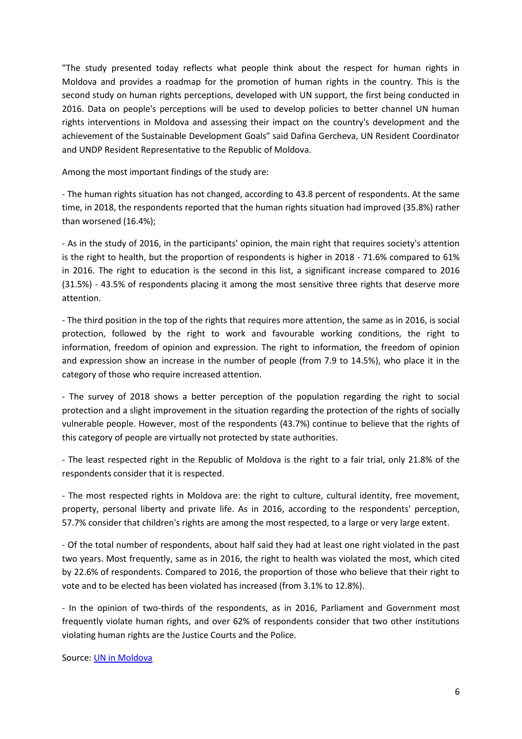"The study presented today reflects what people think about the respect for human rights in Moldova and provides a roadmap for the promotion of human rights in the country. This is the second study on human rights perceptions, developed with UN support, the first being conducted in 2016. Data on people's perceptions will be used to develop policies to better channel UN human rights interventions in Moldova and assessing their impact on the country's development and the achievement of the Sustainable Development Goals" said Dafina Gercheva, UN Resident Coordinator and UNDP Resident Representative to the Republic of Moldova.

Among the most important findings of the study are:

- The human rights situation has not changed, according to 43.8 percent of respondents. At the same time, in 2018, the respondents reported that the human rights situation had improved (35.8%) rather than worsened (16.4%);

- As in the study of 2016, in the participants' opinion, the main right that requires society's attention is the right to health, but the proportion of respondents is higher in 2018 - 71.6% compared to 61% in 2016. The right to education is the second in this list, a significant increase compared to 2016 (31.5%) - 43.5% of respondents placing it among the most sensitive three rights that deserve more attention.

- The third position in the top of the rights that requires more attention, the same as in 2016, is social protection, followed by the right to work and favourable working conditions, the right to information, freedom of opinion and expression. The right to information, the freedom of opinion and expression show an increase in the number of people (from 7.9 to 14.5%), who place it in the category of those who require increased attention.

- The survey of 2018 shows a better perception of the population regarding the right to social protection and a slight improvement in the situation regarding the protection of the rights of socially vulnerable people. However, most of the respondents (43.7%) continue to believe that the rights of this category of people are virtually not protected by state authorities.

- The least respected right in the Republic of Moldova is the right to a fair trial, only 21.8% of the respondents consider that it is respected.

- The most respected rights in Moldova are: the right to culture, cultural identity, free movement, property, personal liberty and private life. As in 2016, according to the respondents' perception, 57.7% consider that children's rights are among the most respected, to a large or very large extent.

- Of the total number of respondents, about half said they had at least one right violated in the past two years. Most frequently, same as in 2016, the right to health was violated the most, which cited by 22.6% of respondents. Compared to 2016, the proportion of those who believe that their right to vote and to be elected has been violated has increased (from 3.1% to 12.8%).

- In the opinion of two-thirds of the respondents, as in 2016, Parliament and Government most frequently violate human rights, and over 62% of respondents consider that two other institutions violating human rights are the Justice Courts and the Police.

Source: UN in Moldova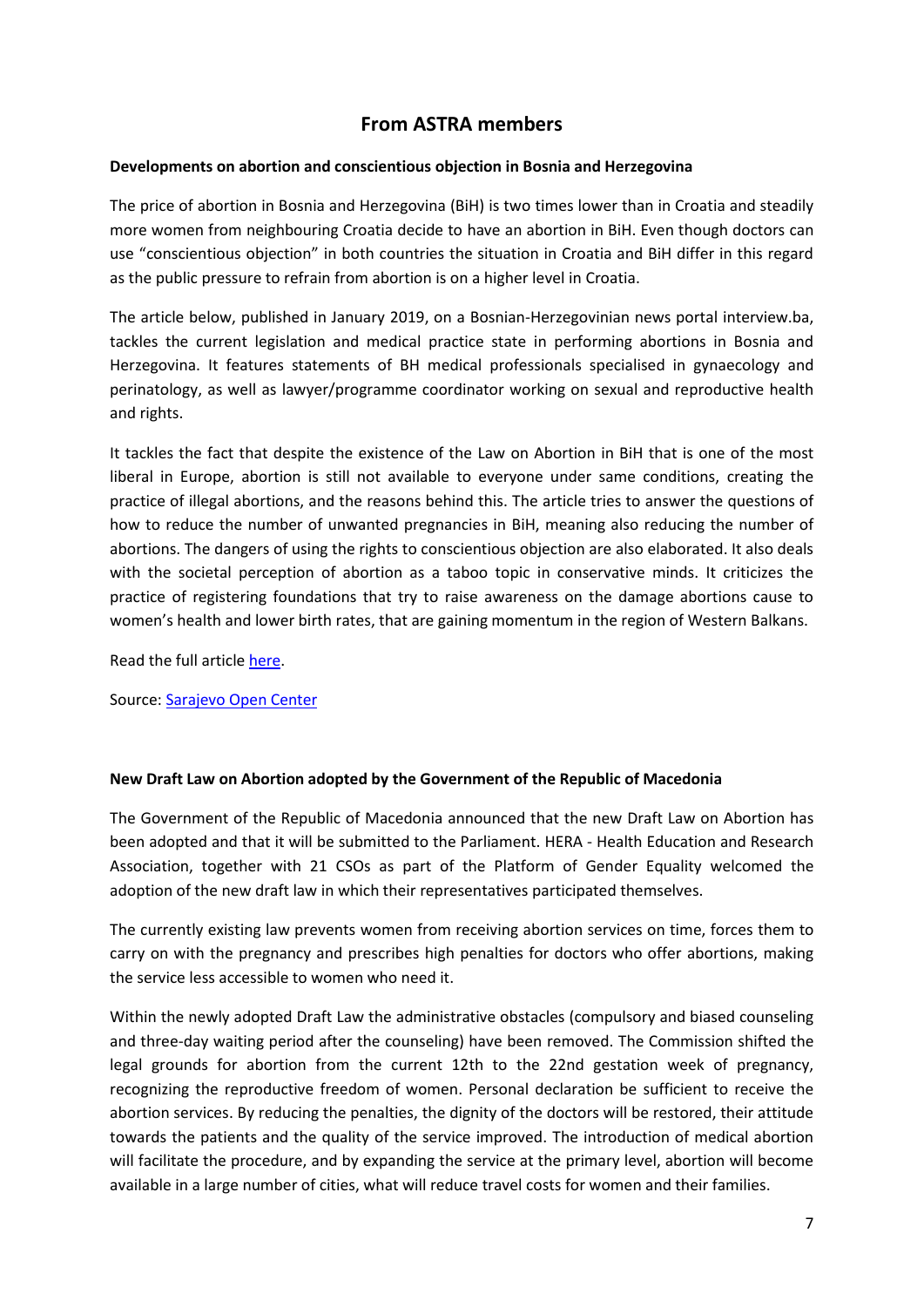## From ASTRA members

**Developments on abortion and conscientious objection in Bosnia and Herzegovina**

The price of abortion in Bosnia and Herzegovina (BiH) is two times lower than in Croatia and steadily more women from neighbouring Croatia decide to have an abortion in BiH. Even though doctors can use "conscientious objection" in both countries the situation in Croatia and BiH differ in this regard as the public pressure to refrain from abortion is on a higher level in Croatia.

The article below, published in January 2019, on a Bosnian-Herzegovinian news portal interview.ba, tackles the current legislation and medical practice state in performing abortions in Bosnia and Herzegovina. It features statements of BH medical professionals specialised in gynaecology and perinatology, as well as lawyer/programme coordinator working on sexual and reproductive health and rights.

It tackles the fact that despite the existence of the Law on Abortion in BiH that is one of the most liberal in Europe, abortion is still not available to everyone under same conditions, creating the practice of illegal abortions, and the reasons behind this. The article tries to answer the questions of how to reduce the number of unwanted pregnancies in BiH, meaning also reducing the number of abortions. The dangers of using the rights to conscientious objection are also elaborated. It also deals with the societal perception of abortion as a taboo topic in conservative minds. It criticizes the practice of registering foundations that try to raise awareness on the damage abortions cause to women's health and lower birth rates, that are gaining momentum in the region of Western Balkans.

Read the full article here.

Source: Sarajevo Open Center

**New Draft Law on Abortion adopted by the Government of the Republic of Macedonia**

The Government of the Republic of Macedonia announced that the new Draft Law on Abortion has been adopted and that it will be submitted to the Parliament. HERA - Health Education and Research Association, together with 21 CSOs as part of the Platform of Gender Equality welcomed the adoption of the new draft law in which their representatives participated themselves.

The currently existing law prevents women from receiving abortion services on time, forces them to carry on with the pregnancy and prescribes high penalties for doctors who offer abortions, making the service less accessible to women who need it.

Within the newly adopted Draft Law the administrative obstacles (compulsory and biased counseling and three-day waiting period after the counseling) have been removed. The Commission shifted the legal grounds for abortion from the current 12th to the 22nd gestation week of pregnancy, recognizing the reproductive freedom of women. Personal declaration be sufficient to receive the abortion services. By reducing the penalties, the dignity of the doctors will be restored, their attitude towards the patients and the quality of the service improved. The introduction of medical abortion will facilitate the procedure, and by expanding the service at the primary level, abortion will become available in a large number of cities, what will reduce travel costs for women and their families.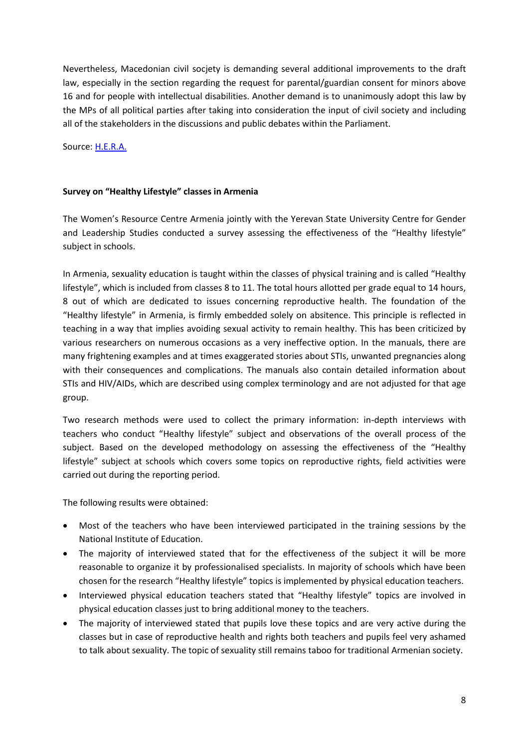Nevertheless, Macedonian civil socjety is demanding several additional improvements to the draft law, especially in the section regarding the request for parental/guardian consent for minors above 16 and for people with intellectual disabilities. Another demand is to unanimously adopt this law by the MPs of all political parties after taking into consideration the input of civil society and including all of the stakeholders in the discussions and public debates within the Parliament.

Source: [H.E.R.A.]

**Survey on "Healthy Lifestyle" classes in Armenia**

The Women's Resource Centre Armenia jointly with the Yerevan State University Centre for Gender and Leadership Studies conducted a survey assessing the effectiveness of the "Healthy lifestyle" subject in schools.

In Armenia, sexuality education is taught within the classes of physical training and is called "Healthy lifestyle", which is included from classes 8 to 11. The total hours allotted per grade equal to 14 hours, 8 out of which are dedicated to issues concerning reproductive health. The foundation of the "Healthy lifestyle" in Armenia, is firmly embedded solely on absitence. This principle is reflected in teaching in a way that implies avoiding sexual activity to remain healthy. This has been criticized by various researchers on numerous occasions as a very ineffective option. In the manuals, there are many frightening examples and at times exaggerated stories about STIs, unwanted pregnancies along with their consequences and complications. The manuals also contain detailed information about STIs and HIV/AIDs, which are described using complex terminology and are not adjusted for that age group.

Two research methods were used to collect the primary information: in-depth interviews with teachers who conduct "Healthy lifestyle" subject and observations of the overall process of the subject. Based on the developed methodology on assessing the effectiveness of the "Healthy lifestyle" subject at schools which covers some topics on reproductive rights, field activities were carried out during the reporting period.

The following results were obtained:

- Most of the teachers who have been interviewed participated in the training sessions by the National Institute of Education.
- The majority of interviewed stated that for the effectiveness of the subject it will be more reasonable to organize it by professionalised specialists. In majority of schools which have been chosen for the research "Healthy lifestyle" topics is implemented by physical education teachers.
- Interviewed physical education teachers stated that "Healthy lifestyle" topics are involved in physical education classes just to bring additional money to the teachers.
- The majority of interviewed stated that pupils love these topics and are very active during the classes but in case of reproductive health and rights both teachers and pupils feel very ashamed to talk about sexuality. The topic of sexuality still remains taboo for traditional Armenian society.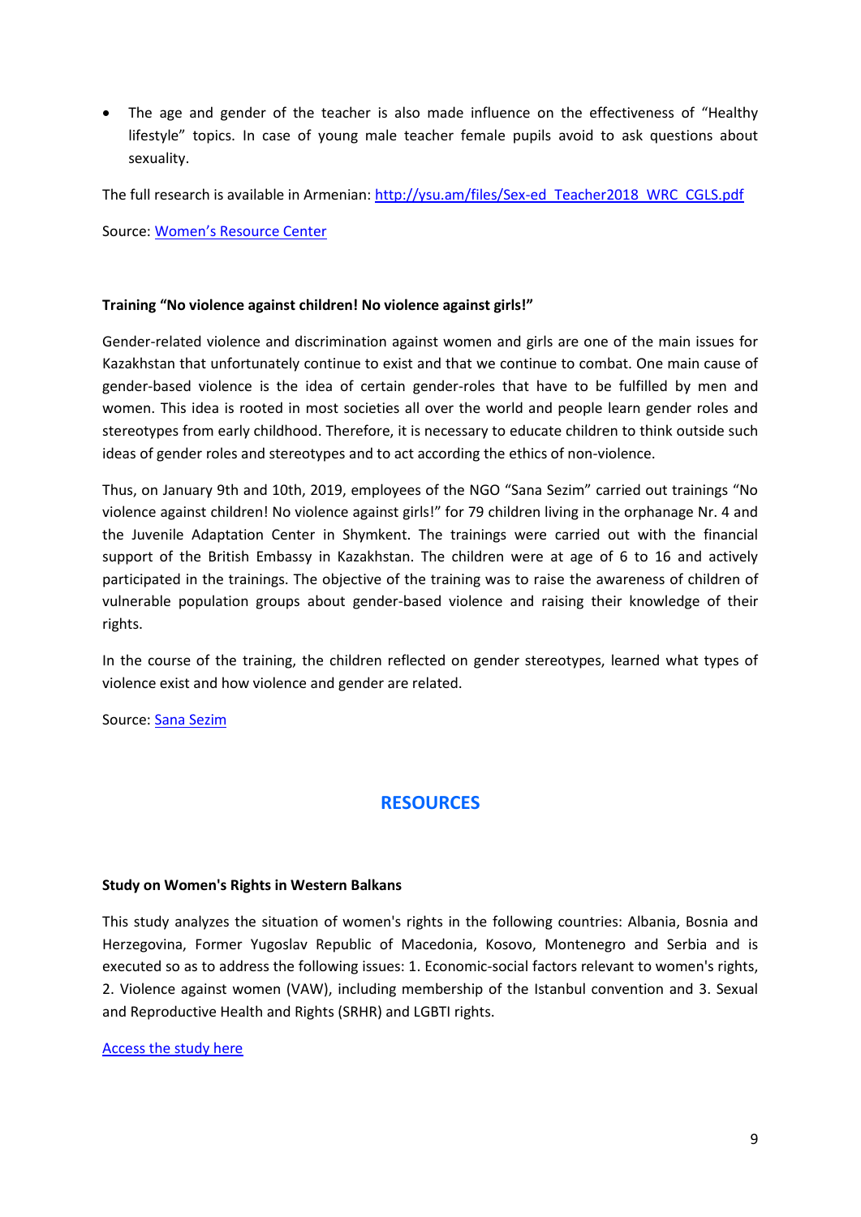- The age and gender of the teacher is also made influence on the effectiveness of "Healthy lifestyle" topics. In case of young male teacher female pupils avoid to ask questions about sexuality.

The full research is available in Armenian: [http://ysu.am/files/Sex-ed_Teacher2018_WRC_CGLS.pdf](http://ysu.am/files/Sex-ed_Teacher2018_WRC_CGLS.pdf)

Source: [Women's Resource Center]()

**Training "No violence against children! No violence against girls!"**

Gender-related violence and discrimination against women and girls are one of the main issues for Kazakhstan that unfortunately continue to exist and that we continue to combat. One main cause of gender-based violence is the idea of certain gender-roles that have to be fulfilled by men and women. This idea is rooted in most societies all over the world and people learn gender roles and stereotypes from early childhood. Therefore, it is necessary to educate children to think outside such ideas of gender roles and stereotypes and to act according the ethics of non-violence.

Thus, on January 9th and 10th, 2019, employees of the NGO "Sana Sezim" carried out trainings "No violence against children! No violence against girls!" for 79 children living in the orphanage Nr. 4 and the Juvenile Adaptation Center in Shymkent. The trainings were carried out with the financial support of the British Embassy in Kazakhstan. The children were at age of 6 to 16 and actively participated in the trainings. The objective of the training was to raise the awareness of children of vulnerable population groups about gender-based violence and raising their knowledge of their rights.

In the course of the training, the children reflected on gender stereotypes, learned what types of violence exist and how violence and gender are related.

Source: [Sana Sezim]()

## RESOURCES

**Study on Women's Rights in Western Balkans**

This study analyzes the situation of women's rights in the following countries: Albania, Bosnia and Herzegovina, Former Yugoslav Republic of Macedonia, Kosovo, Montenegro and Serbia and is executed so as to address the following issues: 1. Economic-social factors relevant to women's rights, 2. Violence against women (VAW), including membership of the Istanbul convention and 3. Sexual and Reproductive Health and Rights (SRHR) and LGBTI rights.

[Access the study here]()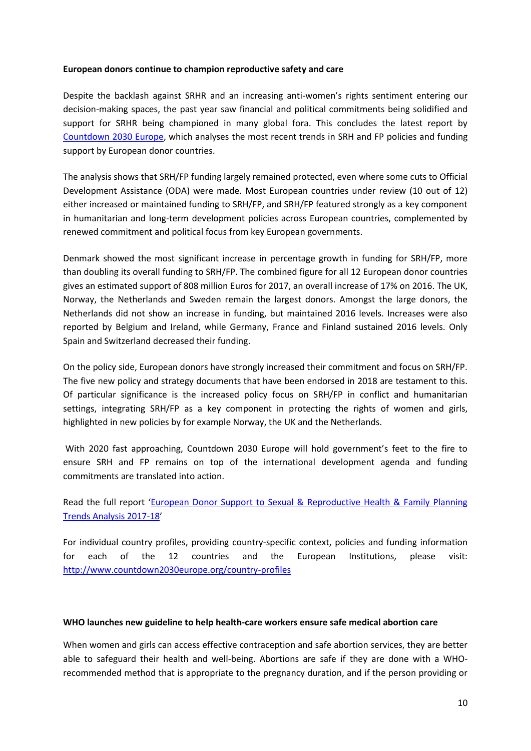**European donors continue to champion reproductive safety and care**

Despite the backlash against SRHR and an increasing anti-women's rights sentiment entering our decision-making spaces, the past year saw financial and political commitments being solidified and support for SRHR being championed in many global fora. This concludes the latest report by [Countdown 2030 Europe](), which analyses the most recent trends in SRH and FP policies and funding support by European donor countries.

The analysis shows that SRH/FP funding largely remained protected, even where some cuts to Official Development Assistance (ODA) were made. Most European countries under review (10 out of 12) either increased or maintained funding to SRH/FP, and SRH/FP featured strongly as a key component in humanitarian and long-term development policies across European countries, complemented by renewed commitment and political focus from key European governments.

Denmark showed the most significant increase in percentage growth in funding for SRH/FP, more than doubling its overall funding to SRH/FP. The combined figure for all 12 European donor countries gives an estimated support of 808 million Euros for 2017, an overall increase of 17% on 2016. The UK, Norway, the Netherlands and Sweden remain the largest donors. Amongst the large donors, the Netherlands did not show an increase in funding, but maintained 2016 levels. Increases were also reported by Belgium and Ireland, while Germany, France and Finland sustained 2016 levels. Only Spain and Switzerland decreased their funding.

On the policy side, European donors have strongly increased their commitment and focus on SRH/FP. The five new policy and strategy documents that have been endorsed in 2018 are testament to this. Of particular significance is the increased policy focus on SRH/FP in conflict and humanitarian settings, integrating SRH/FP as a key component in protecting the rights of women and girls, highlighted in new policies by for example Norway, the UK and the Netherlands.

With 2020 fast approaching, Countdown 2030 Europe will hold government's feet to the fire to ensure SRH and FP remains on top of the international development agenda and funding commitments are translated into action.

Read the full report '[European Donor Support to Sexual & Reproductive Health & Family Planning Trends Analysis 2017-18]()'

For individual country profiles, providing country-specific context, policies and funding information for each of the 12 countries and the European Institutions, please visit: http://www.countdown2030europe.org/country-profiles

**WHO launches new guideline to help health-care workers ensure safe medical abortion care**

When women and girls can access effective contraception and safe abortion services, they are better able to safeguard their health and well-being. Abortions are safe if they are done with a WHO-recommended method that is appropriate to the pregnancy duration, and if the person providing or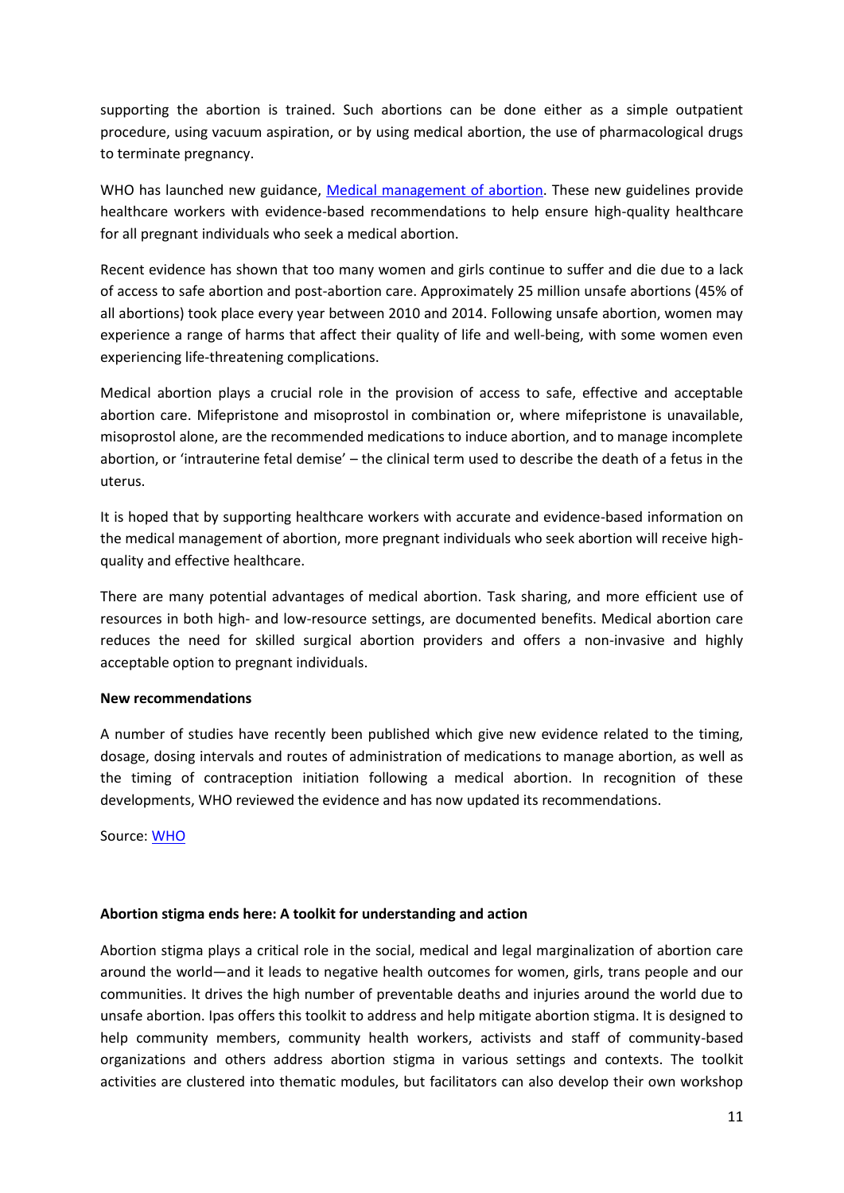supporting the abortion is trained. Such abortions can be done either as a simple outpatient procedure, using vacuum aspiration, or by using medical abortion, the use of pharmacological drugs to terminate pregnancy.

WHO has launched new guidance, [Medical management of abortion](). These new guidelines provide healthcare workers with evidence-based recommendations to help ensure high-quality healthcare for all pregnant individuals who seek a medical abortion.

Recent evidence has shown that too many women and girls continue to suffer and die due to a lack of access to safe abortion and post-abortion care. Approximately 25 million unsafe abortions (45% of all abortions) took place every year between 2010 and 2014. Following unsafe abortion, women may experience a range of harms that affect their quality of life and well-being, with some women even experiencing life-threatening complications.

Medical abortion plays a crucial role in the provision of access to safe, effective and acceptable abortion care. Mifepristone and misoprostol in combination or, where mifepristone is unavailable, misoprostol alone, are the recommended medications to induce abortion, and to manage incomplete abortion, or 'intrauterine fetal demise' – the clinical term used to describe the death of a fetus in the uterus.

It is hoped that by supporting healthcare workers with accurate and evidence-based information on the medical management of abortion, more pregnant individuals who seek abortion will receive high-quality and effective healthcare.

There are many potential advantages of medical abortion. Task sharing, and more efficient use of resources in both high- and low-resource settings, are documented benefits. Medical abortion care reduces the need for skilled surgical abortion providers and offers a non-invasive and highly acceptable option to pregnant individuals.

**New recommendations**

A number of studies have recently been published which give new evidence related to the timing, dosage, dosing intervals and routes of administration of medications to manage abortion, as well as the timing of contraception initiation following a medical abortion. In recognition of these developments, WHO reviewed the evidence and has now updated its recommendations.

Source: [WHO]()

**Abortion stigma ends here: A toolkit for understanding and action**

Abortion stigma plays a critical role in the social, medical and legal marginalization of abortion care around the world—and it leads to negative health outcomes for women, girls, trans people and our communities. It drives the high number of preventable deaths and injuries around the world due to unsafe abortion. Ipas offers this toolkit to address and help mitigate abortion stigma. It is designed to help community members, community health workers, activists and staff of community-based organizations and others address abortion stigma in various settings and contexts. The toolkit activities are clustered into thematic modules, but facilitators can also develop their own workshop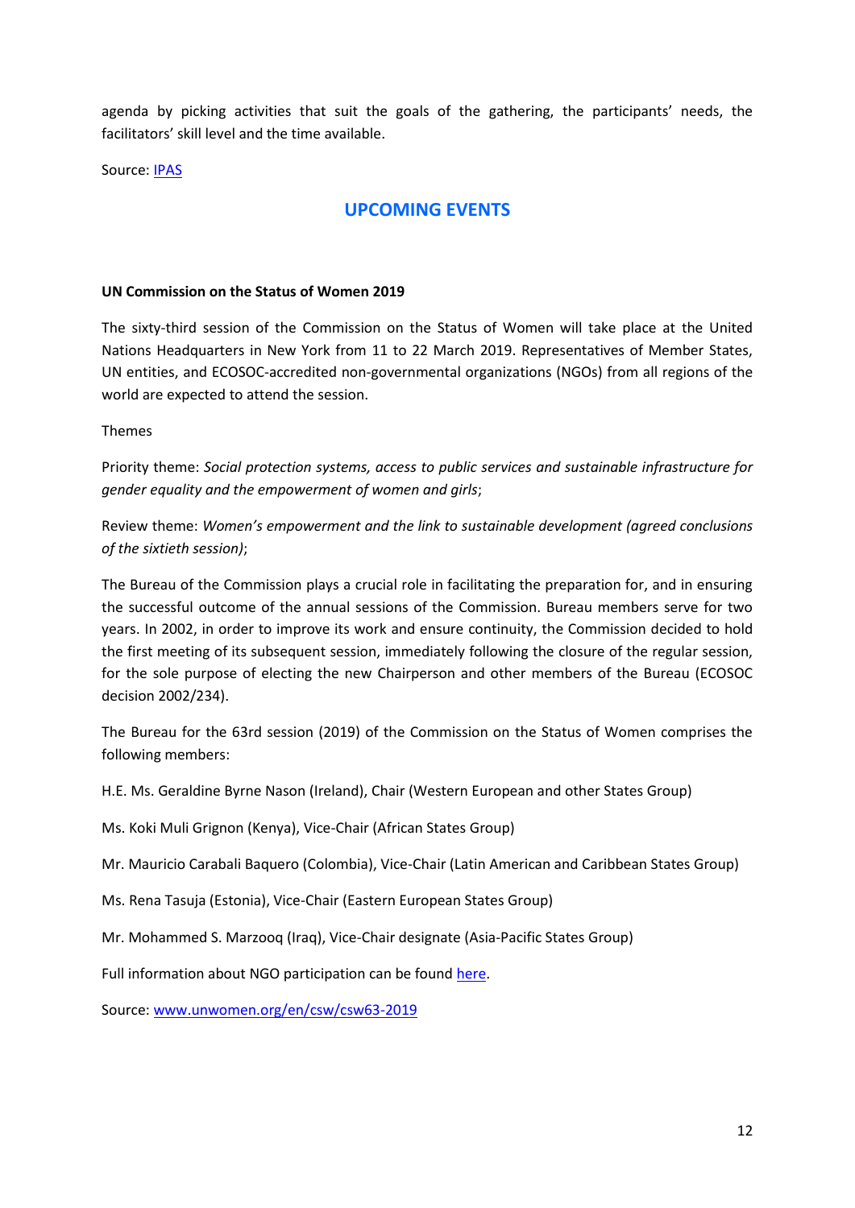agenda by picking activities that suit the goals of the gathering, the participants' needs, the facilitators' skill level and the time available.

Source: [IPAS]()

## UPCOMING EVENTS

**UN Commission on the Status of Women 2019**

The sixty-third session of the Commission on the Status of Women will take place at the United Nations Headquarters in New York from 11 to 22 March 2019. Representatives of Member States, UN entities, and ECOSOC-accredited non-governmental organizations (NGOs) from all regions of the world are expected to attend the session.

Themes

Priority theme: *Social protection systems, access to public services and sustainable infrastructure for gender equality and the empowerment of women and girls*;

Review theme: *Women's empowerment and the link to sustainable development (agreed conclusions of the sixtieth session)*;

The Bureau of the Commission plays a crucial role in facilitating the preparation for, and in ensuring the successful outcome of the annual sessions of the Commission. Bureau members serve for two years. In 2002, in order to improve its work and ensure continuity, the Commission decided to hold the first meeting of its subsequent session, immediately following the closure of the regular session, for the sole purpose of electing the new Chairperson and other members of the Bureau (ECOSOC decision 2002/234).

The Bureau for the 63rd session (2019) of the Commission on the Status of Women comprises the following members:

H.E. Ms. Geraldine Byrne Nason (Ireland), Chair (Western European and other States Group)

Ms. Koki Muli Grignon (Kenya), Vice-Chair (African States Group)

Mr. Mauricio Carabali Baquero (Colombia), Vice-Chair (Latin American and Caribbean States Group)

Ms. Rena Tasuja (Estonia), Vice-Chair (Eastern European States Group)

Mr. Mohammed S. Marzooq (Iraq), Vice-Chair designate (Asia-Pacific States Group)

Full information about NGO participation can be found [here]().

Source: [www.unwomen.org/en/csw/csw63-2019](www.unwomen.org/en/csw/csw63-2019)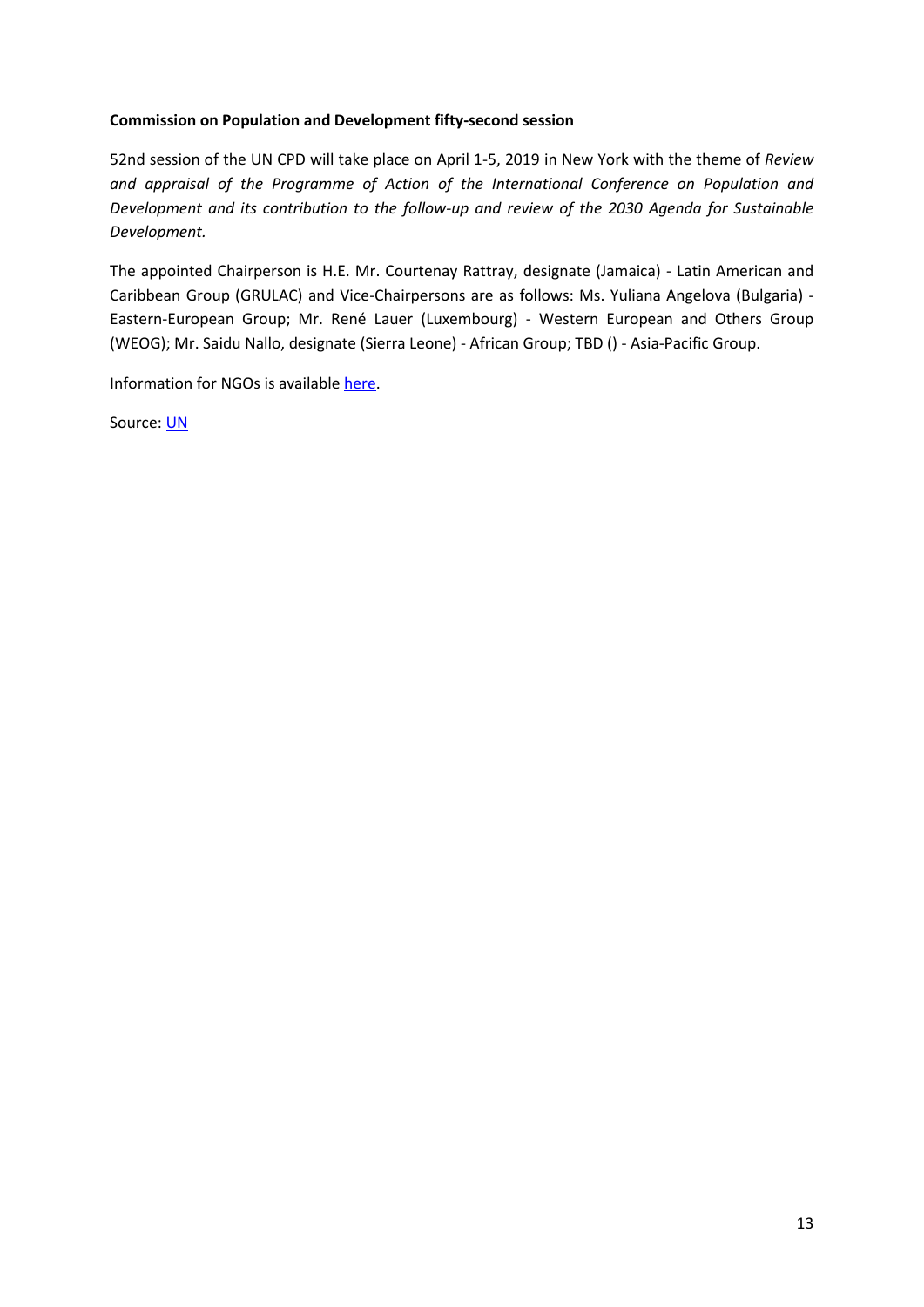**Commission on Population and Development fifty-second session**

52nd session of the UN CPD will take place on April 1-5, 2019 in New York with the theme of *Review and appraisal of the Programme of Action of the International Conference on Population and Development and its contribution to the follow-up and review of the 2030 Agenda for Sustainable Development.*

The appointed Chairperson is H.E. Mr. Courtenay Rattray, designate (Jamaica) - Latin American and Caribbean Group (GRULAC) and Vice-Chairpersons are as follows: Ms. Yuliana Angelova (Bulgaria) - Eastern-European Group; Mr. René Lauer (Luxembourg) - Western European and Others Group (WEOG); Mr. Saidu Nallo, designate (Sierra Leone) - African Group; TBD () - Asia-Pacific Group.

Information for NGOs is available here.

Source: UN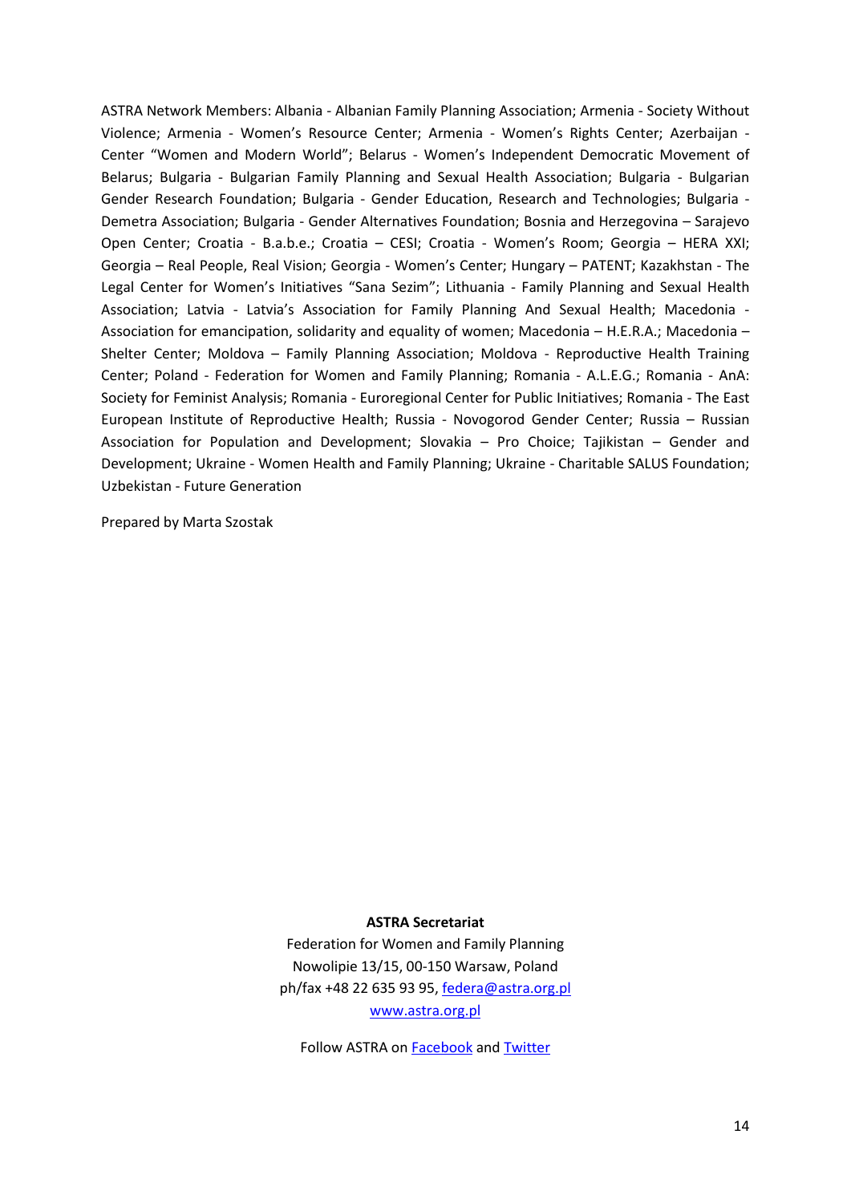ASTRA Network Members: Albania - Albanian Family Planning Association; Armenia - Society Without Violence; Armenia - Women's Resource Center; Armenia - Women's Rights Center; Azerbaijan - Center "Women and Modern World"; Belarus - Women's Independent Democratic Movement of Belarus; Bulgaria - Bulgarian Family Planning and Sexual Health Association; Bulgaria - Bulgarian Gender Research Foundation; Bulgaria - Gender Education, Research and Technologies; Bulgaria - Demetra Association; Bulgaria - Gender Alternatives Foundation; Bosnia and Herzegovina – Sarajevo Open Center; Croatia - B.a.b.e.; Croatia – CESI; Croatia - Women's Room; Georgia – HERA XXI; Georgia – Real People, Real Vision; Georgia - Women's Center; Hungary – PATENT; Kazakhstan - The Legal Center for Women's Initiatives "Sana Sezim"; Lithuania - Family Planning and Sexual Health Association; Latvia - Latvia's Association for Family Planning And Sexual Health; Macedonia - Association for emancipation, solidarity and equality of women; Macedonia – H.E.R.A.; Macedonia – Shelter Center; Moldova – Family Planning Association; Moldova - Reproductive Health Training Center; Poland - Federation for Women and Family Planning; Romania - A.L.E.G.; Romania - AnA: Society for Feminist Analysis; Romania - Euroregional Center for Public Initiatives; Romania - The East European Institute of Reproductive Health; Russia - Novogorod Gender Center; Russia – Russian Association for Population and Development; Slovakia – Pro Choice; Tajikistan – Gender and Development; Ukraine - Women Health and Family Planning; Ukraine - Charitable SALUS Foundation; Uzbekistan - Future Generation

Prepared by Marta Szostak

**ASTRA Secretariat**

Federation for Women and Family Planning
Nowolipie 13/15, 00-150 Warsaw, Poland
ph/fax +48 22 635 93 95, federa@astra.org.pl
www.astra.org.pl

Follow ASTRA on Facebook and Twitter